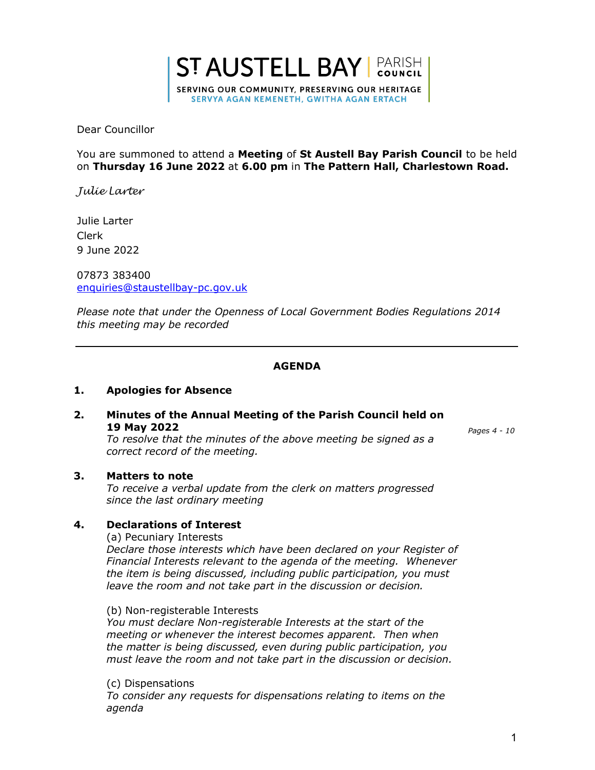ST AUSTELL BAY | PARISH COUNCIL

SERVING OUR COMMUNITY, PRESERVING OUR HERITAGE
SERVYA AGAN KEMENETH, GWITHA AGAN ERTACH

Dear Councillor

You are summoned to attend a **Meeting** of **St Austell Bay Parish Council** to be held on **Thursday 16 June 2022** at **6.00 pm** in **The Pattern Hall, Charlestown Road.**

*Julie Larter*

Julie Larter
Clerk
9 June 2022

07873 383400
enquiries@staustellbay-pc.gov.uk

*Please note that under the Openness of Local Government Bodies Regulations 2014 this meeting may be recorded*

---

## AGENDA

**1. Apologies for Absence**

**2. Minutes of the Annual Meeting of the Parish Council held on 19 May 2022** *Pages 4 - 10*
*To resolve that the minutes of the above meeting be signed as a correct record of the meeting.*

**3. Matters to note**
*To receive a verbal update from the clerk on matters progressed since the last ordinary meeting*

**4. Declarations of Interest**

(a) Pecuniary Interests
*Declare those interests which have been declared on your Register of Financial Interests relevant to the agenda of the meeting. Whenever the item is being discussed, including public participation, you must leave the room and not take part in the discussion or decision.*

(b) Non-registerable Interests
*You must declare Non-registerable Interests at the start of the meeting or whenever the interest becomes apparent. Then when the matter is being discussed, even during public participation, you must leave the room and not take part in the discussion or decision.*

(c) Dispensations
*To consider any requests for dispensations relating to items on the agenda*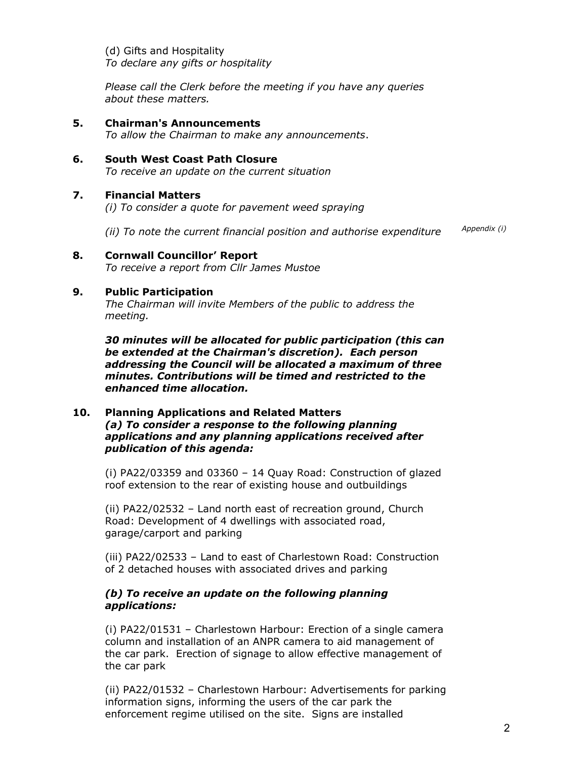(d) Gifts and Hospitality
*To declare any gifts or hospitality*

*Please call the Clerk before the meeting if you have any queries about these matters.*

**5. Chairman's Announcements**
*To allow the Chairman to make any announcements*.

**6. South West Coast Path Closure**
*To receive an update on the current situation*

**7. Financial Matters**
*(i) To consider a quote for pavement weed spraying*

*(ii) To note the current financial position and authorise expenditure* — *Appendix (i)*

**8. Cornwall Councillor' Report**
*To receive a report from Cllr James Mustoe*

**9. Public Participation**
*The Chairman will invite Members of the public to address the meeting.*

***30 minutes will be allocated for public participation (this can be extended at the Chairman's discretion). Each person addressing the Council will be allocated a maximum of three minutes. Contributions will be timed and restricted to the enhanced time allocation.***

**10. Planning Applications and Related Matters**
***(a) To consider a response to the following planning applications and any planning applications received after publication of this agenda:***

(i) PA22/03359 and 03360 – 14 Quay Road: Construction of glazed roof extension to the rear of existing house and outbuildings

(ii) PA22/02532 – Land north east of recreation ground, Church Road: Development of 4 dwellings with associated road, garage/carport and parking

(iii) PA22/02533 – Land to east of Charlestown Road: Construction of 2 detached houses with associated drives and parking

***(b) To receive an update on the following planning applications:***

(i) PA22/01531 – Charlestown Harbour: Erection of a single camera column and installation of an ANPR camera to aid management of the car park. Erection of signage to allow effective management of the car park

(ii) PA22/01532 – Charlestown Harbour: Advertisements for parking information signs, informing the users of the car park the enforcement regime utilised on the site. Signs are installed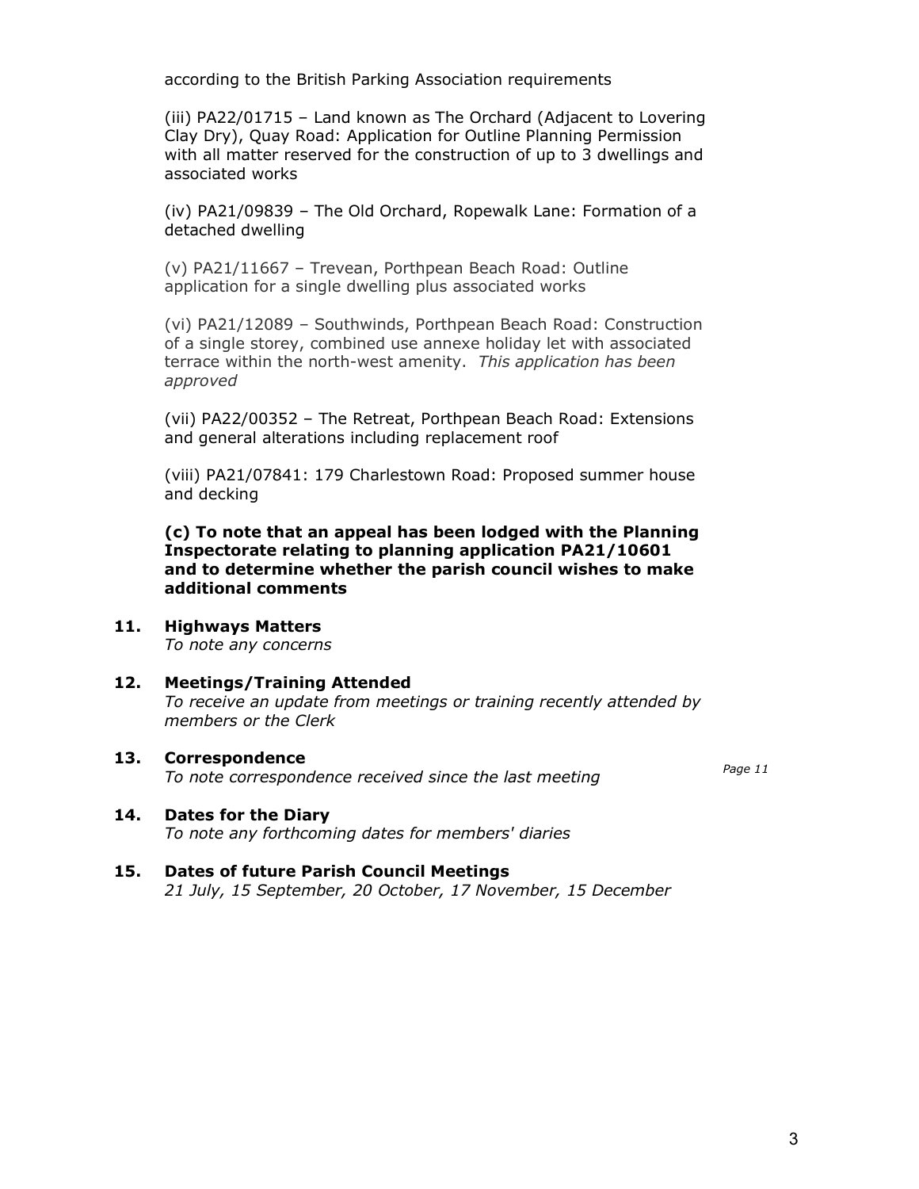according to the British Parking Association requirements

(iii) PA22/01715 – Land known as The Orchard (Adjacent to Lovering Clay Dry), Quay Road: Application for Outline Planning Permission with all matter reserved for the construction of up to 3 dwellings and associated works

(iv) PA21/09839 – The Old Orchard, Ropewalk Lane: Formation of a detached dwelling

(v) PA21/11667 – Trevean, Porthpean Beach Road: Outline application for a single dwelling plus associated works

(vi) PA21/12089 – Southwinds, Porthpean Beach Road: Construction of a single storey, combined use annexe holiday let with associated terrace within the north-west amenity. *This application has been approved*

(vii) PA22/00352 – The Retreat, Porthpean Beach Road: Extensions and general alterations including replacement roof

(viii) PA21/07841: 179 Charlestown Road: Proposed summer house and decking

**(c) To note that an appeal has been lodged with the Planning Inspectorate relating to planning application PA21/10601 and to determine whether the parish council wishes to make additional comments**

**11. Highways Matters**
*To note any concerns*

**12. Meetings/Training Attended**
*To receive an update from meetings or training recently attended by members or the Clerk*

**13. Correspondence**
*To note correspondence received since the last meeting* *Page 11*

**14. Dates for the Diary**
*To note any forthcoming dates for members' diaries*

**15. Dates of future Parish Council Meetings**
*21 July, 15 September, 20 October, 17 November, 15 December*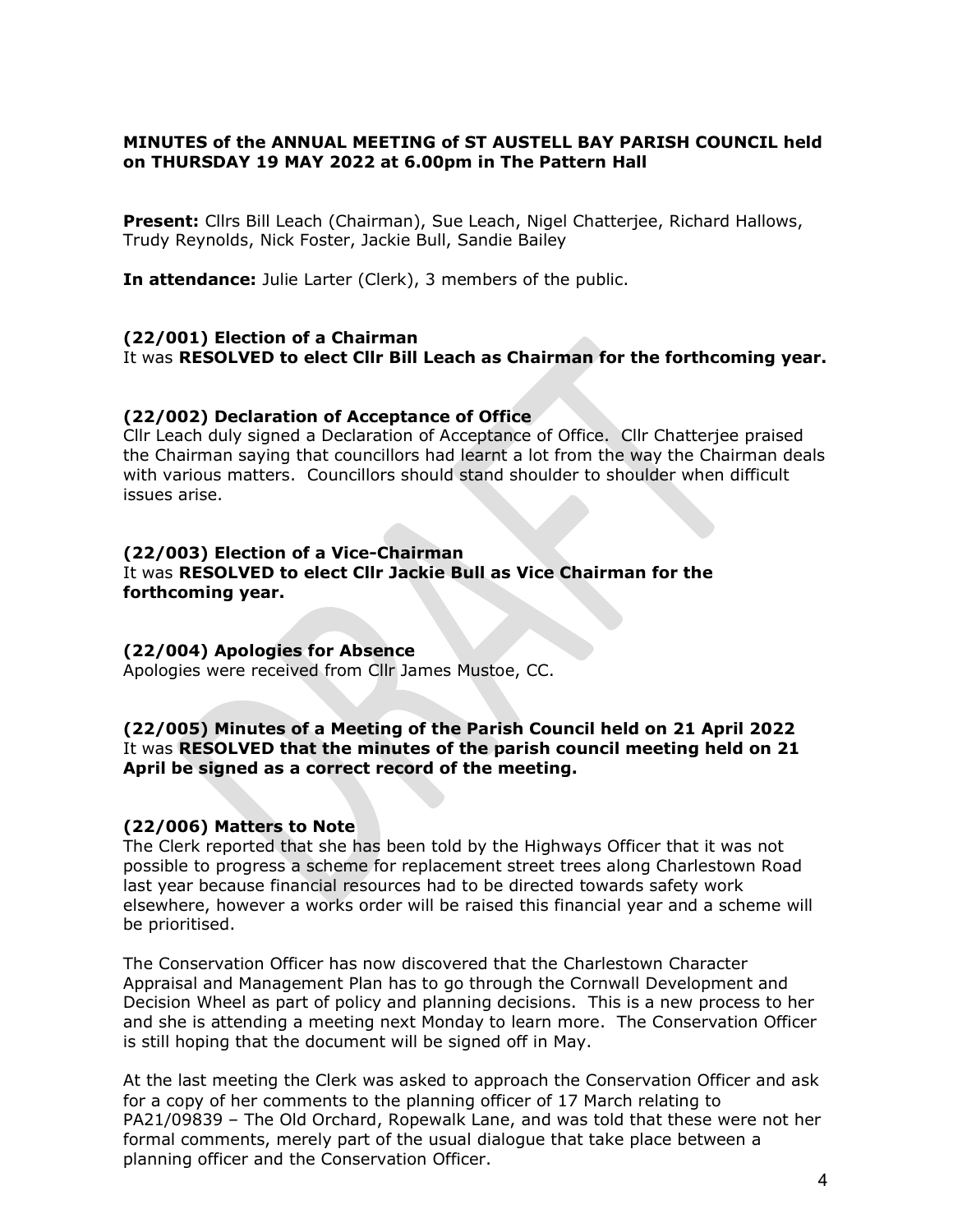**MINUTES of the ANNUAL MEETING of ST AUSTELL BAY PARISH COUNCIL held on THURSDAY 19 MAY 2022 at 6.00pm in The Pattern Hall**

**Present:** Cllrs Bill Leach (Chairman), Sue Leach, Nigel Chatterjee, Richard Hallows, Trudy Reynolds, Nick Foster, Jackie Bull, Sandie Bailey

**In attendance:** Julie Larter (Clerk), 3 members of the public.

**(22/001) Election of a Chairman**
It was **RESOLVED to elect Cllr Bill Leach as Chairman for the forthcoming year.**

**(22/002) Declaration of Acceptance of Office**
Cllr Leach duly signed a Declaration of Acceptance of Office. Cllr Chatterjee praised the Chairman saying that councillors had learnt a lot from the way the Chairman deals with various matters. Councillors should stand shoulder to shoulder when difficult issues arise.

**(22/003) Election of a Vice-Chairman**
It was **RESOLVED to elect Cllr Jackie Bull as Vice Chairman for the forthcoming year.**

**(22/004) Apologies for Absence**
Apologies were received from Cllr James Mustoe, CC.

**(22/005) Minutes of a Meeting of the Parish Council held on 21 April 2022**
It was **RESOLVED that the minutes of the parish council meeting held on 21 April be signed as a correct record of the meeting.**

**(22/006) Matters to Note**
The Clerk reported that she has been told by the Highways Officer that it was not possible to progress a scheme for replacement street trees along Charlestown Road last year because financial resources had to be directed towards safety work elsewhere, however a works order will be raised this financial year and a scheme will be prioritised.

The Conservation Officer has now discovered that the Charlestown Character Appraisal and Management Plan has to go through the Cornwall Development and Decision Wheel as part of policy and planning decisions. This is a new process to her and she is attending a meeting next Monday to learn more. The Conservation Officer is still hoping that the document will be signed off in May.

At the last meeting the Clerk was asked to approach the Conservation Officer and ask for a copy of her comments to the planning officer of 17 March relating to PA21/09839 – The Old Orchard, Ropewalk Lane, and was told that these were not her formal comments, merely part of the usual dialogue that take place between a planning officer and the Conservation Officer.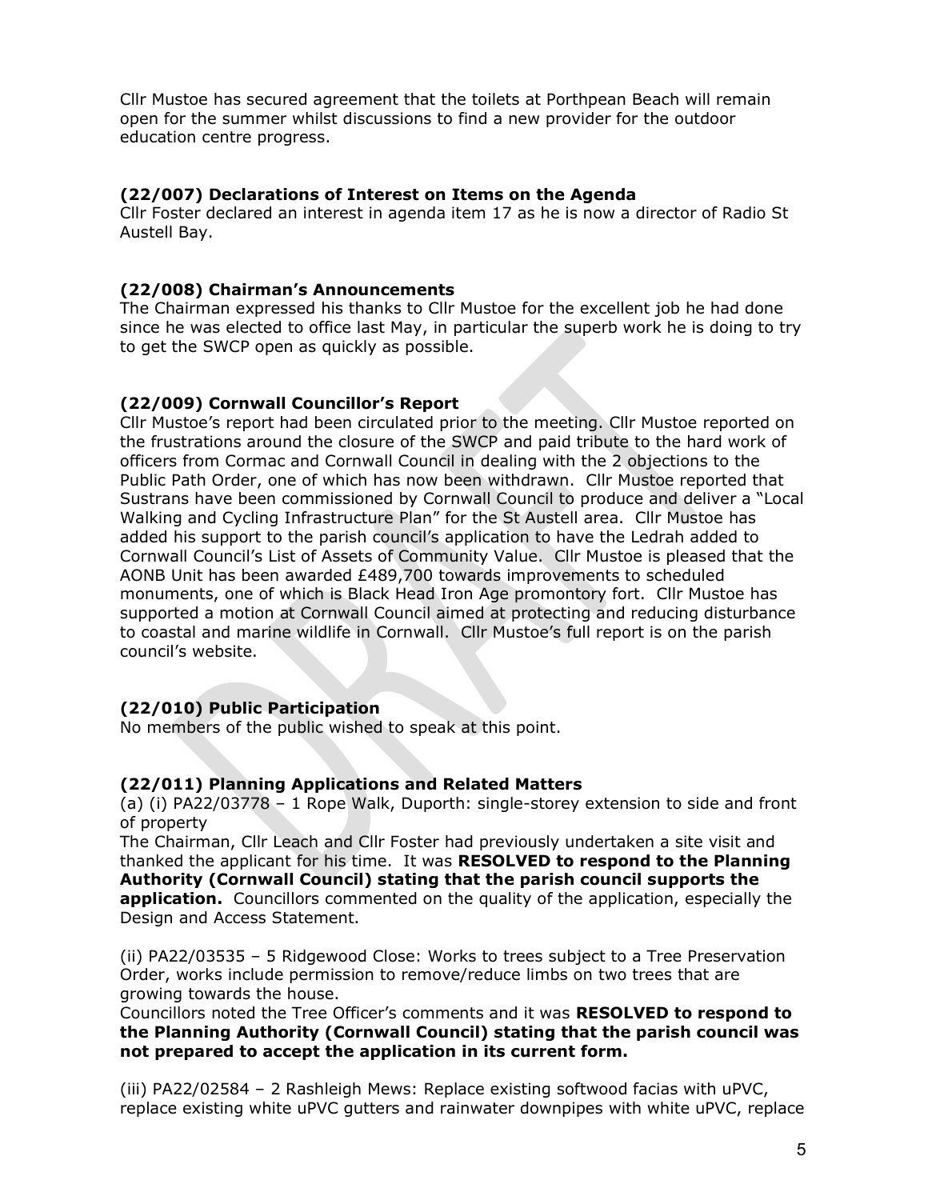Cllr Mustoe has secured agreement that the toilets at Porthpean Beach will remain open for the summer whilst discussions to find a new provider for the outdoor education centre progress.

### (22/007) Declarations of Interest on Items on the Agenda

Cllr Foster declared an interest in agenda item 17 as he is now a director of Radio St Austell Bay.

### (22/008) Chairman's Announcements

The Chairman expressed his thanks to Cllr Mustoe for the excellent job he had done since he was elected to office last May, in particular the superb work he is doing to try to get the SWCP open as quickly as possible.

### (22/009) Cornwall Councillor's Report

Cllr Mustoe's report had been circulated prior to the meeting. Cllr Mustoe reported on the frustrations around the closure of the SWCP and paid tribute to the hard work of officers from Cormac and Cornwall Council in dealing with the 2 objections to the Public Path Order, one of which has now been withdrawn. Cllr Mustoe reported that Sustrans have been commissioned by Cornwall Council to produce and deliver a "Local Walking and Cycling Infrastructure Plan" for the St Austell area. Cllr Mustoe has added his support to the parish council's application to have the Ledrah added to Cornwall Council's List of Assets of Community Value. Cllr Mustoe is pleased that the AONB Unit has been awarded £489,700 towards improvements to scheduled monuments, one of which is Black Head Iron Age promontory fort. Cllr Mustoe has supported a motion at Cornwall Council aimed at protecting and reducing disturbance to coastal and marine wildlife in Cornwall. Cllr Mustoe's full report is on the parish council's website.

### (22/010) Public Participation

No members of the public wished to speak at this point.

### (22/011) Planning Applications and Related Matters

(a) (i) PA22/03778 – 1 Rope Walk, Duporth: single-storey extension to side and front of property

The Chairman, Cllr Leach and Cllr Foster had previously undertaken a site visit and thanked the applicant for his time. It was **RESOLVED to respond to the Planning Authority (Cornwall Council) stating that the parish council supports the application.** Councillors commented on the quality of the application, especially the Design and Access Statement.

(ii) PA22/03535 – 5 Ridgewood Close: Works to trees subject to a Tree Preservation Order, works include permission to remove/reduce limbs on two trees that are growing towards the house.

Councillors noted the Tree Officer's comments and it was **RESOLVED to respond to the Planning Authority (Cornwall Council) stating that the parish council was not prepared to accept the application in its current form.**

(iii) PA22/02584 – 2 Rashleigh Mews: Replace existing softwood facias with uPVC, replace existing white uPVC gutters and rainwater downpipes with white uPVC, replace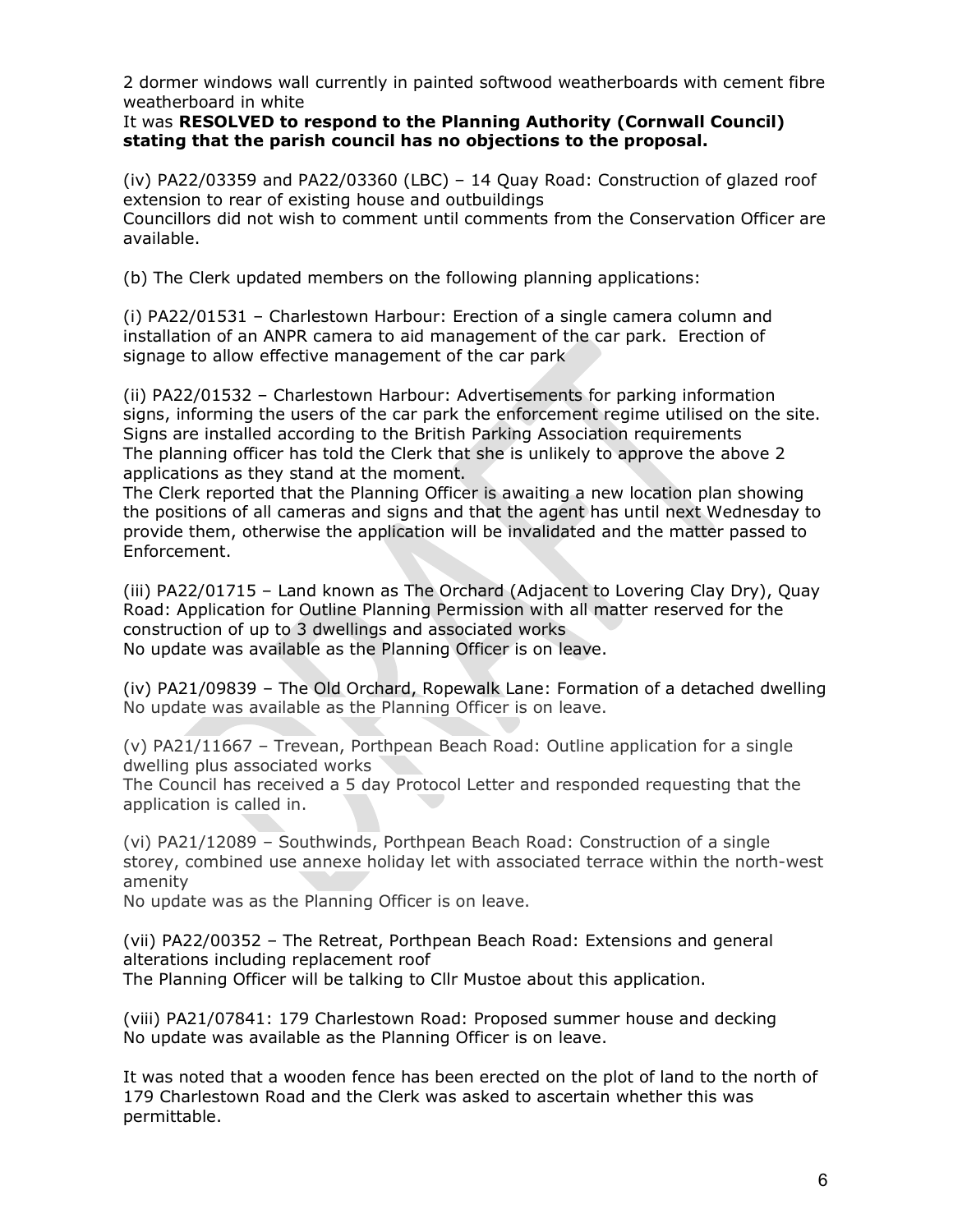2 dormer windows wall currently in painted softwood weatherboards with cement fibre weatherboard in white

It was **RESOLVED to respond to the Planning Authority (Cornwall Council) stating that the parish council has no objections to the proposal.**

(iv) PA22/03359 and PA22/03360 (LBC) – 14 Quay Road: Construction of glazed roof extension to rear of existing house and outbuildings
Councillors did not wish to comment until comments from the Conservation Officer are available.

(b) The Clerk updated members on the following planning applications:

(i) PA22/01531 – Charlestown Harbour: Erection of a single camera column and installation of an ANPR camera to aid management of the car park. Erection of signage to allow effective management of the car park

(ii) PA22/01532 – Charlestown Harbour: Advertisements for parking information signs, informing the users of the car park the enforcement regime utilised on the site. Signs are installed according to the British Parking Association requirements
The planning officer has told the Clerk that she is unlikely to approve the above 2 applications as they stand at the moment.
The Clerk reported that the Planning Officer is awaiting a new location plan showing the positions of all cameras and signs and that the agent has until next Wednesday to provide them, otherwise the application will be invalidated and the matter passed to Enforcement.

(iii) PA22/01715 – Land known as The Orchard (Adjacent to Lovering Clay Dry), Quay Road: Application for Outline Planning Permission with all matter reserved for the construction of up to 3 dwellings and associated works
No update was available as the Planning Officer is on leave.

(iv) PA21/09839 – The Old Orchard, Ropewalk Lane: Formation of a detached dwelling
No update was available as the Planning Officer is on leave.

(v) PA21/11667 – Trevean, Porthpean Beach Road: Outline application for a single dwelling plus associated works
The Council has received a 5 day Protocol Letter and responded requesting that the application is called in.

(vi) PA21/12089 – Southwinds, Porthpean Beach Road: Construction of a single storey, combined use annexe holiday let with associated terrace within the north-west amenity
No update was as the Planning Officer is on leave.

(vii) PA22/00352 – The Retreat, Porthpean Beach Road: Extensions and general alterations including replacement roof
The Planning Officer will be talking to Cllr Mustoe about this application.

(viii) PA21/07841: 179 Charlestown Road: Proposed summer house and decking
No update was available as the Planning Officer is on leave.

It was noted that a wooden fence has been erected on the plot of land to the north of 179 Charlestown Road and the Clerk was asked to ascertain whether this was permittable.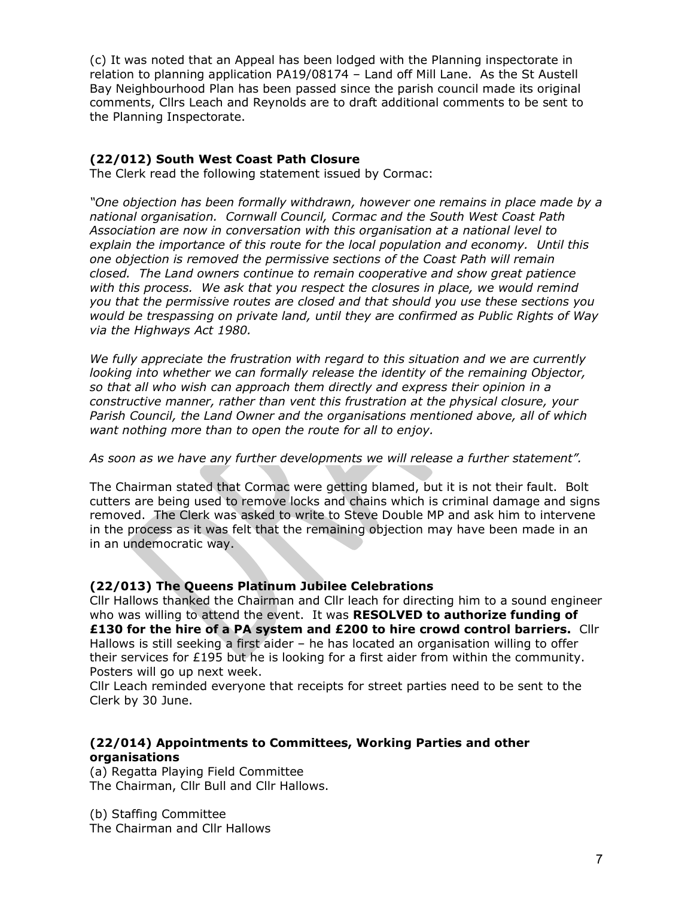(c) It was noted that an Appeal has been lodged with the Planning inspectorate in relation to planning application PA19/08174 – Land off Mill Lane. As the St Austell Bay Neighbourhood Plan has been passed since the parish council made its original comments, Cllrs Leach and Reynolds are to draft additional comments to be sent to the Planning Inspectorate.

### (22/012) South West Coast Path Closure

The Clerk read the following statement issued by Cormac:

*"One objection has been formally withdrawn, however one remains in place made by a national organisation. Cornwall Council, Cormac and the South West Coast Path Association are now in conversation with this organisation at a national level to explain the importance of this route for the local population and economy. Until this one objection is removed the permissive sections of the Coast Path will remain closed. The Land owners continue to remain cooperative and show great patience with this process. We ask that you respect the closures in place, we would remind you that the permissive routes are closed and that should you use these sections you would be trespassing on private land, until they are confirmed as Public Rights of Way via the Highways Act 1980.*

*We fully appreciate the frustration with regard to this situation and we are currently looking into whether we can formally release the identity of the remaining Objector, so that all who wish can approach them directly and express their opinion in a constructive manner, rather than vent this frustration at the physical closure, your Parish Council, the Land Owner and the organisations mentioned above, all of which want nothing more than to open the route for all to enjoy.*

*As soon as we have any further developments we will release a further statement".*

The Chairman stated that Cormac were getting blamed, but it is not their fault. Bolt cutters are being used to remove locks and chains which is criminal damage and signs removed. The Clerk was asked to write to Steve Double MP and ask him to intervene in the process as it was felt that the remaining objection may have been made in an in an undemocratic way.

### (22/013) The Queens Platinum Jubilee Celebrations

Cllr Hallows thanked the Chairman and Cllr leach for directing him to a sound engineer who was willing to attend the event. It was **RESOLVED to authorize funding of £130 for the hire of a PA system and £200 to hire crowd control barriers.** Cllr Hallows is still seeking a first aider – he has located an organisation willing to offer their services for £195 but he is looking for a first aider from within the community. Posters will go up next week.

Cllr Leach reminded everyone that receipts for street parties need to be sent to the Clerk by 30 June.

### (22/014) Appointments to Committees, Working Parties and other organisations

(a) Regatta Playing Field Committee
The Chairman, Cllr Bull and Cllr Hallows.

(b) Staffing Committee
The Chairman and Cllr Hallows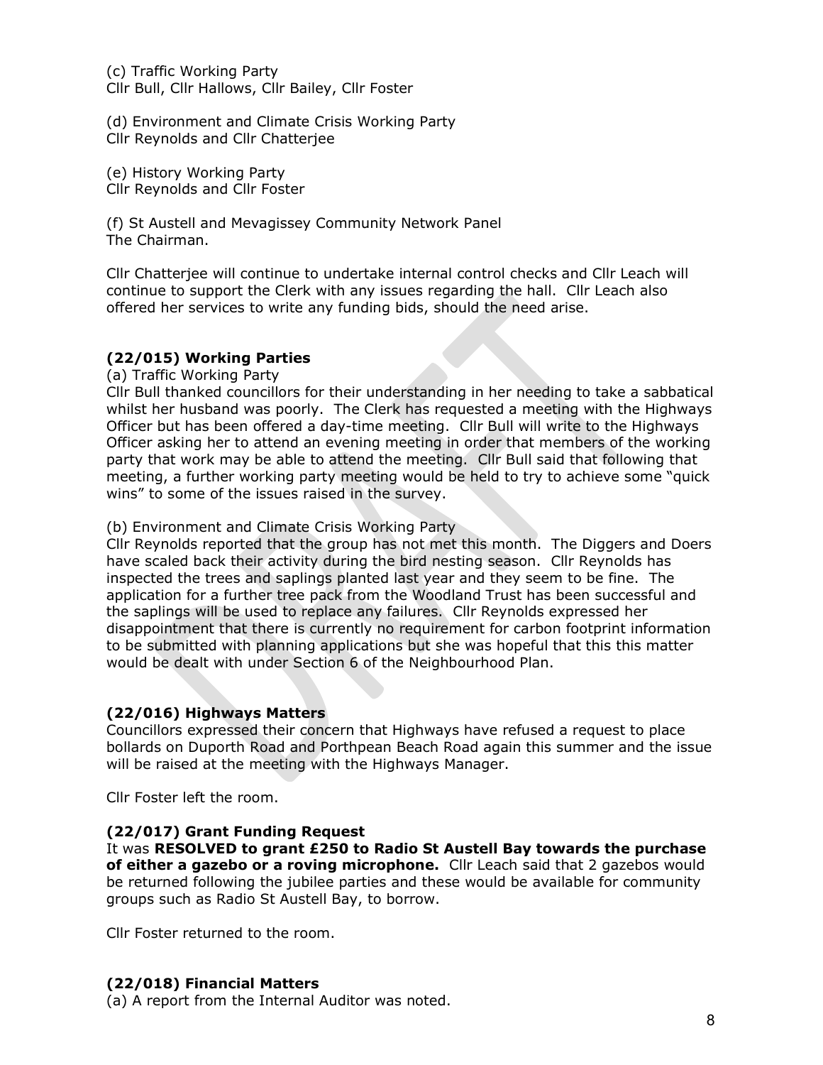(c) Traffic Working Party
Cllr Bull, Cllr Hallows, Cllr Bailey, Cllr Foster

(d) Environment and Climate Crisis Working Party
Cllr Reynolds and Cllr Chatterjee

(e) History Working Party
Cllr Reynolds and Cllr Foster

(f) St Austell and Mevagissey Community Network Panel
The Chairman.

Cllr Chatterjee will continue to undertake internal control checks and Cllr Leach will continue to support the Clerk with any issues regarding the hall. Cllr Leach also offered her services to write any funding bids, should the need arise.

### (22/015) Working Parties

(a) Traffic Working Party
Cllr Bull thanked councillors for their understanding in her needing to take a sabbatical whilst her husband was poorly. The Clerk has requested a meeting with the Highways Officer but has been offered a day-time meeting. Cllr Bull will write to the Highways Officer asking her to attend an evening meeting in order that members of the working party that work may be able to attend the meeting. Cllr Bull said that following that meeting, a further working party meeting would be held to try to achieve some "quick wins" to some of the issues raised in the survey.

(b) Environment and Climate Crisis Working Party
Cllr Reynolds reported that the group has not met this month. The Diggers and Doers have scaled back their activity during the bird nesting season. Cllr Reynolds has inspected the trees and saplings planted last year and they seem to be fine. The application for a further tree pack from the Woodland Trust has been successful and the saplings will be used to replace any failures. Cllr Reynolds expressed her disappointment that there is currently no requirement for carbon footprint information to be submitted with planning applications but she was hopeful that this this matter would be dealt with under Section 6 of the Neighbourhood Plan.

### (22/016) Highways Matters

Councillors expressed their concern that Highways have refused a request to place bollards on Duporth Road and Porthpean Beach Road again this summer and the issue will be raised at the meeting with the Highways Manager.

Cllr Foster left the room.

### (22/017) Grant Funding Request

It was **RESOLVED to grant £250 to Radio St Austell Bay towards the purchase of either a gazebo or a roving microphone.** Cllr Leach said that 2 gazebos would be returned following the jubilee parties and these would be available for community groups such as Radio St Austell Bay, to borrow.

Cllr Foster returned to the room.

### (22/018) Financial Matters

(a) A report from the Internal Auditor was noted.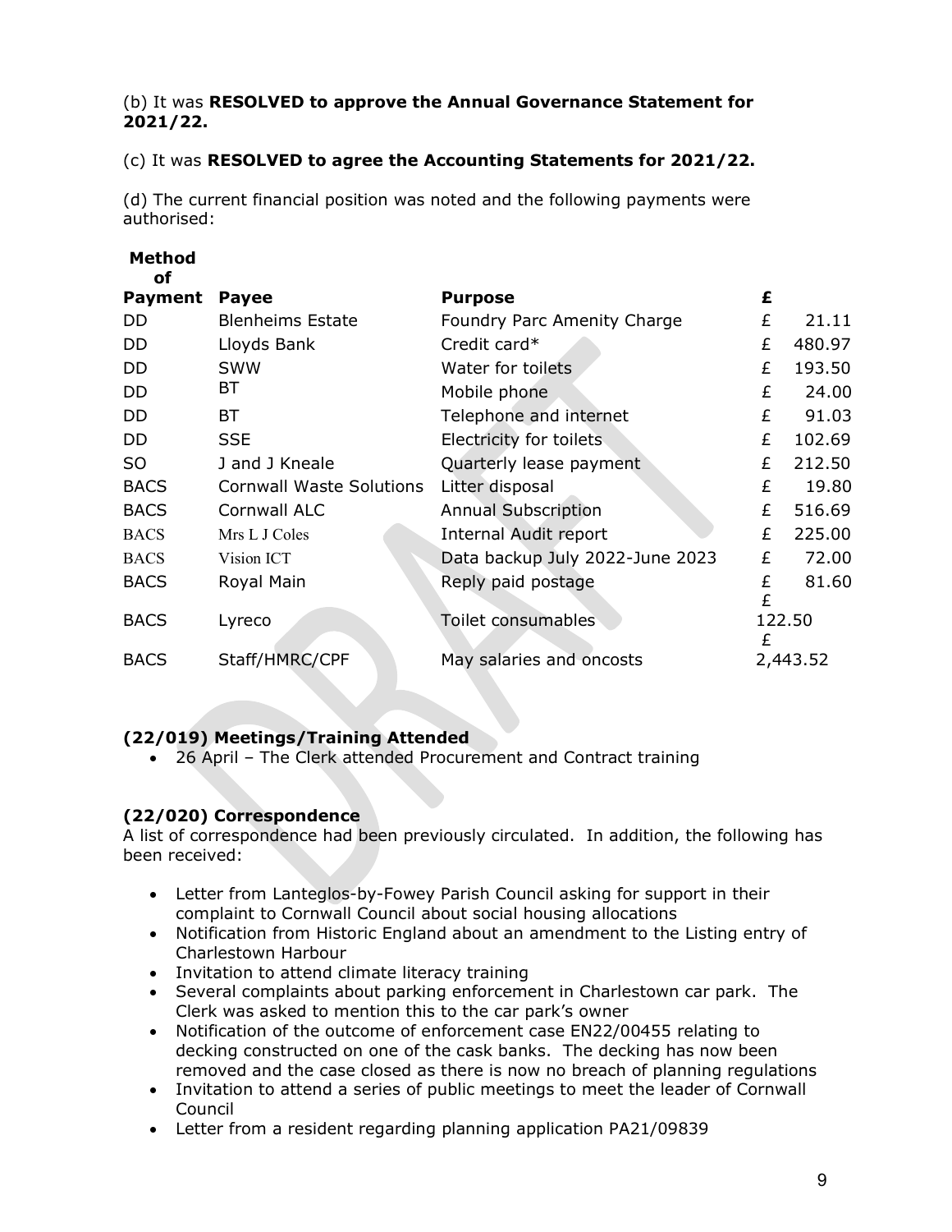(b) It was **RESOLVED to approve the Annual Governance Statement for 2021/22.**

(c) It was **RESOLVED to agree the Accounting Statements for 2021/22.**

(d) The current financial position was noted and the following payments were authorised:

| Method of Payment | Payee | Purpose | £ |
|---|---|---|---|
| DD | Blenheims Estate | Foundry Parc Amenity Charge | £ 21.11 |
| DD | Lloyds Bank | Credit card* | £ 480.97 |
| DD | SWW | Water for toilets | £ 193.50 |
| DD | BT | Mobile phone | £ 24.00 |
| DD | BT | Telephone and internet | £ 91.03 |
| DD | SSE | Electricity for toilets | £ 102.69 |
| SO | J and J Kneale | Quarterly lease payment | £ 212.50 |
| BACS | Cornwall Waste Solutions | Litter disposal | £ 19.80 |
| BACS | Cornwall ALC | Annual Subscription | £ 516.69 |
| BACS | Mrs L J Coles | Internal Audit report | £ 225.00 |
| BACS | Vision ICT | Data backup July 2022-June 2023 | £ 72.00 |
| BACS | Royal Main | Reply paid postage | £ 81.60 |
| BACS | Lyreco | Toilet consumables | £ 122.50 |
| BACS | Staff/HMRC/CPF | May salaries and oncosts | £ 2,443.52 |

## (22/019) Meetings/Training Attended

- 26 April – The Clerk attended Procurement and Contract training

## (22/020) Correspondence

A list of correspondence had been previously circulated. In addition, the following has been received:

- Letter from Lanteglos-by-Fowey Parish Council asking for support in their complaint to Cornwall Council about social housing allocations
- Notification from Historic England about an amendment to the Listing entry of Charlestown Harbour
- Invitation to attend climate literacy training
- Several complaints about parking enforcement in Charlestown car park. The Clerk was asked to mention this to the car park's owner
- Notification of the outcome of enforcement case EN22/00455 relating to decking constructed on one of the cask banks. The decking has now been removed and the case closed as there is now no breach of planning regulations
- Invitation to attend a series of public meetings to meet the leader of Cornwall Council
- Letter from a resident regarding planning application PA21/09839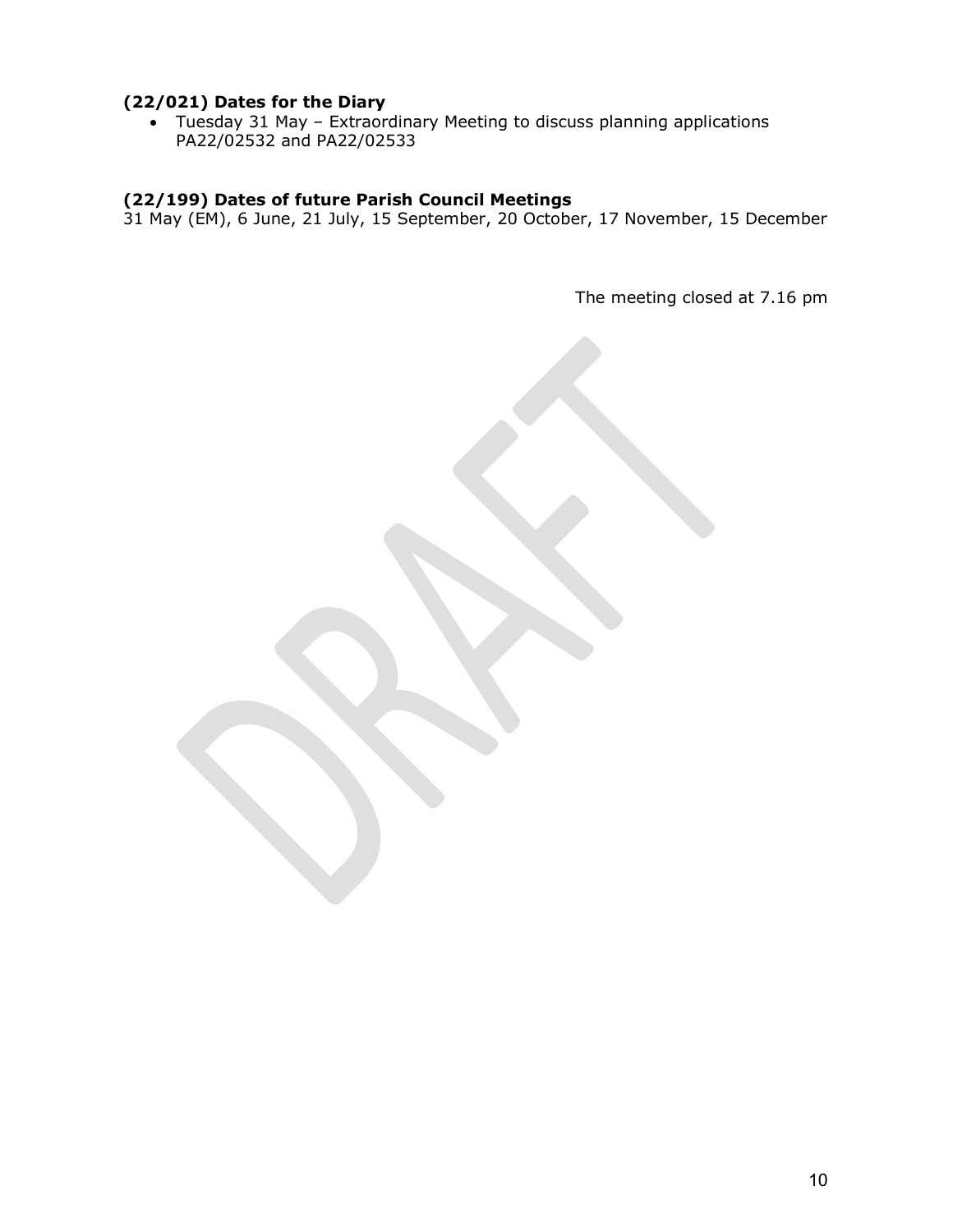### (22/021) Dates for the Diary

- Tuesday 31 May – Extraordinary Meeting to discuss planning applications PA22/02532 and PA22/02533

### (22/199) Dates of future Parish Council Meetings

31 May (EM), 6 June, 21 July, 15 September, 20 October, 17 November, 15 December

The meeting closed at 7.16 pm

DRAFT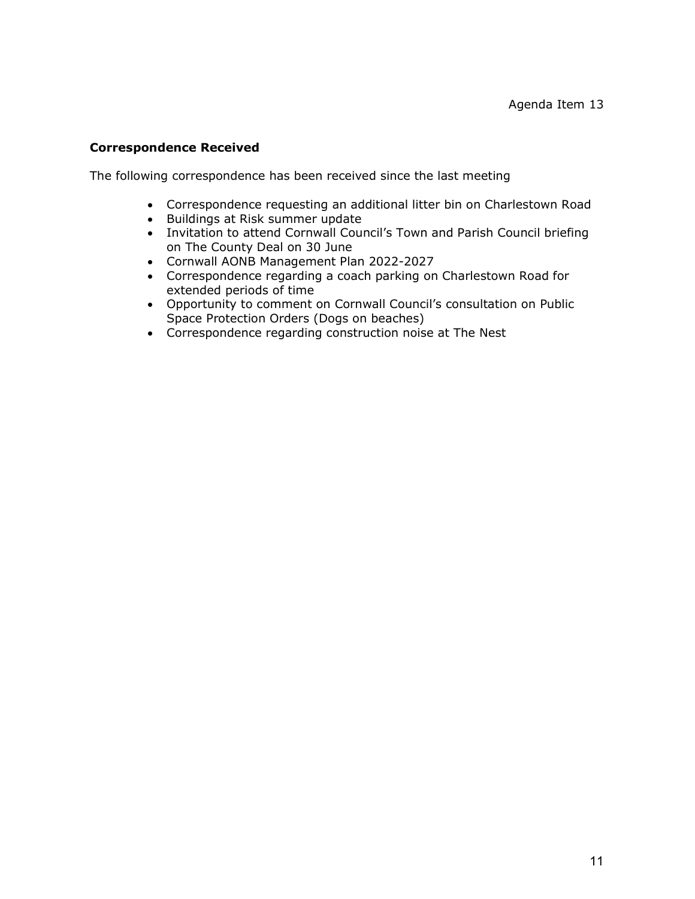Agenda Item 13

**Correspondence Received**

The following correspondence has been received since the last meeting

- Correspondence requesting an additional litter bin on Charlestown Road
- Buildings at Risk summer update
- Invitation to attend Cornwall Council's Town and Parish Council briefing on The County Deal on 30 June
- Cornwall AONB Management Plan 2022-2027
- Correspondence regarding a coach parking on Charlestown Road for extended periods of time
- Opportunity to comment on Cornwall Council's consultation on Public Space Protection Orders (Dogs on beaches)
- Correspondence regarding construction noise at The Nest